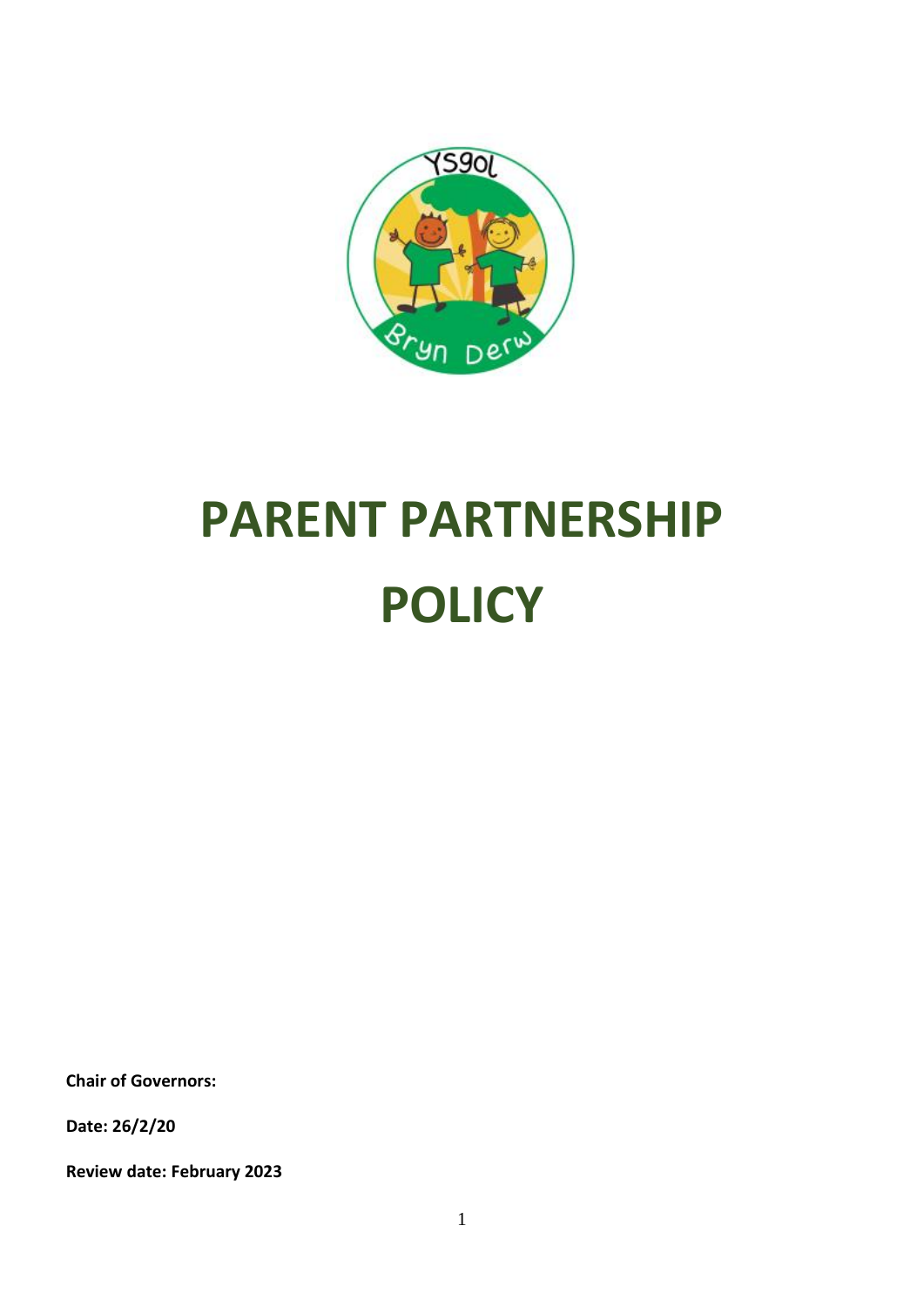# PARENT PARTNERSHIP POLICY

**Chair of Governors:**

**Date: 26/2/20**

**Review date: February 2023**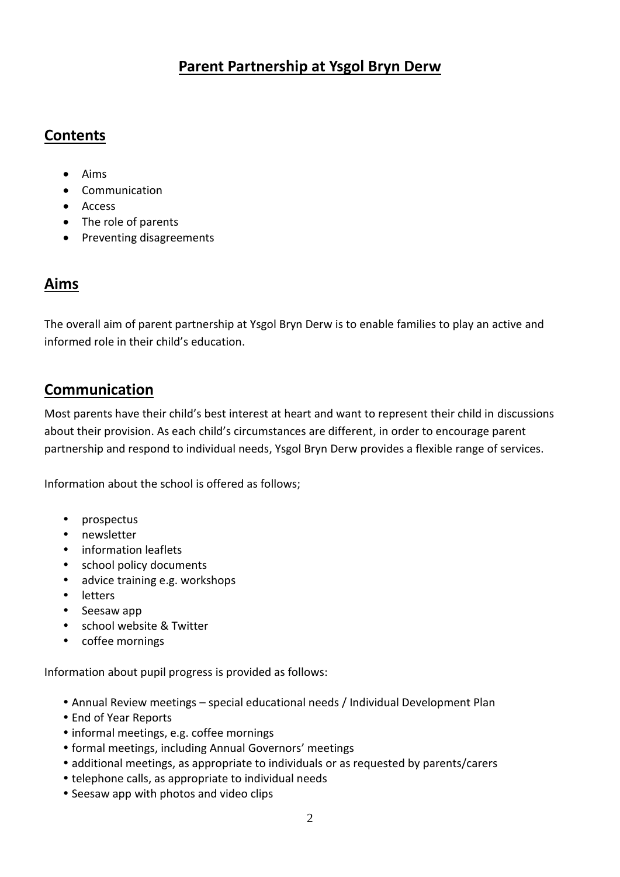# Parent Partnership at Ysgol Bryn Derw

## Contents

- Aims
- Communication
- Access
- The role of parents
- Preventing disagreements

## Aims

The overall aim of parent partnership at Ysgol Bryn Derw is to enable families to play an active and informed role in their child's education.

## Communication

Most parents have their child's best interest at heart and want to represent their child in discussions about their provision. As each child's circumstances are different, in order to encourage parent partnership and respond to individual needs, Ysgol Bryn Derw provides a flexible range of services.

Information about the school is offered as follows;

- prospectus
- newsletter
- information leaflets
- school policy documents
- advice training e.g. workshops
- letters
- Seesaw app
- school website & Twitter
- coffee mornings

Information about pupil progress is provided as follows:

- Annual Review meetings – special educational needs / Individual Development Plan
- End of Year Reports
- informal meetings, e.g. coffee mornings
- formal meetings, including Annual Governors' meetings
- additional meetings, as appropriate to individuals or as requested by parents/carers
- telephone calls, as appropriate to individual needs
- Seesaw app with photos and video clips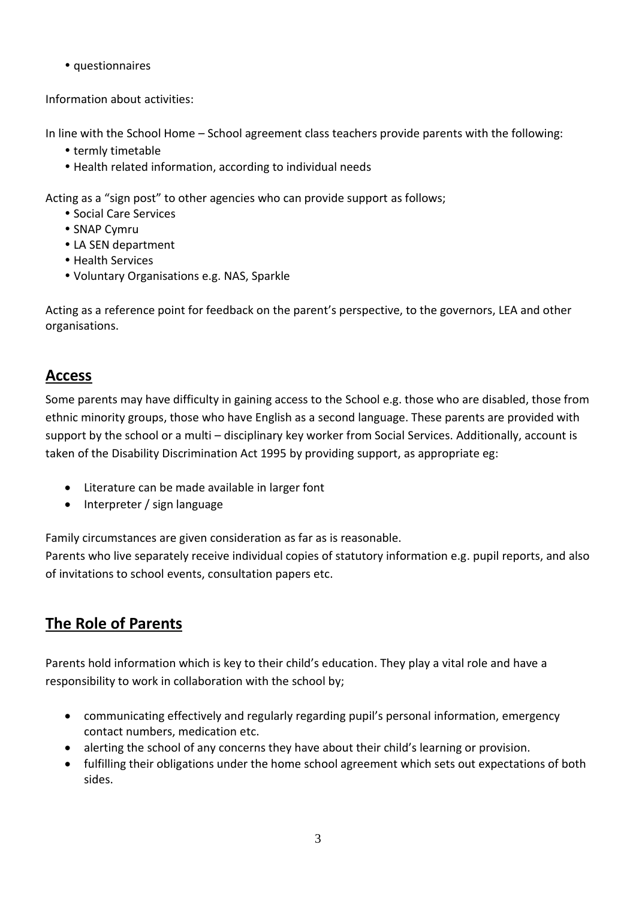- questionnaires

Information about activities:

In line with the School Home – School agreement class teachers provide parents with the following:

- termly timetable
- Health related information, according to individual needs

Acting as a "sign post" to other agencies who can provide support as follows;

- Social Care Services
- SNAP Cymru
- LA SEN department
- Health Services
- Voluntary Organisations e.g. NAS, Sparkle

Acting as a reference point for feedback on the parent's perspective, to the governors, LEA and other organisations.

## **Access**

Some parents may have difficulty in gaining access to the School e.g. those who are disabled, those from ethnic minority groups, those who have English as a second language. These parents are provided with support by the school or a multi – disciplinary key worker from Social Services. Additionally, account is taken of the Disability Discrimination Act 1995 by providing support, as appropriate eg:

- Literature can be made available in larger font
- Interpreter / sign language

Family circumstances are given consideration as far as is reasonable.
Parents who live separately receive individual copies of statutory information e.g. pupil reports, and also of invitations to school events, consultation papers etc.

## **The Role of Parents**

Parents hold information which is key to their child's education. They play a vital role and have a responsibility to work in collaboration with the school by;

- communicating effectively and regularly regarding pupil's personal information, emergency contact numbers, medication etc.
- alerting the school of any concerns they have about their child's learning or provision.
- fulfilling their obligations under the home school agreement which sets out expectations of both sides.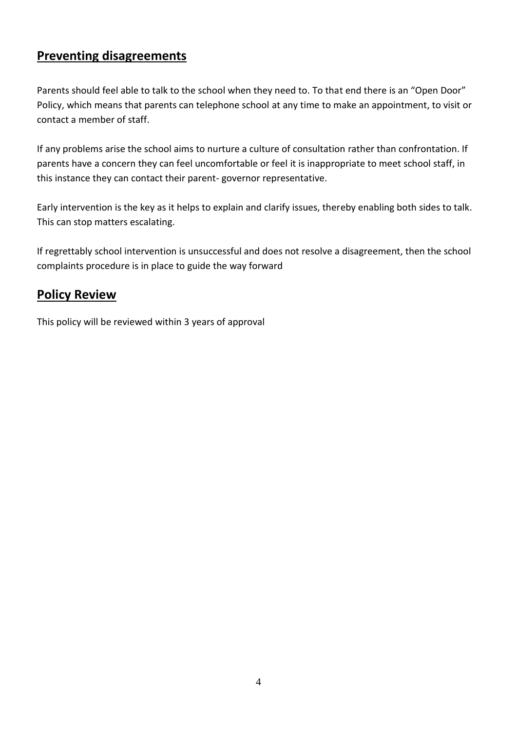## Preventing disagreements

Parents should feel able to talk to the school when they need to. To that end there is an "Open Door" Policy, which means that parents can telephone school at any time to make an appointment, to visit or contact a member of staff.

If any problems arise the school aims to nurture a culture of consultation rather than confrontation. If parents have a concern they can feel uncomfortable or feel it is inappropriate to meet school staff, in this instance they can contact their parent- governor representative.

Early intervention is the key as it helps to explain and clarify issues, thereby enabling both sides to talk. This can stop matters escalating.

If regrettably school intervention is unsuccessful and does not resolve a disagreement, then the school complaints procedure is in place to guide the way forward

## Policy Review

This policy will be reviewed within 3 years of approval